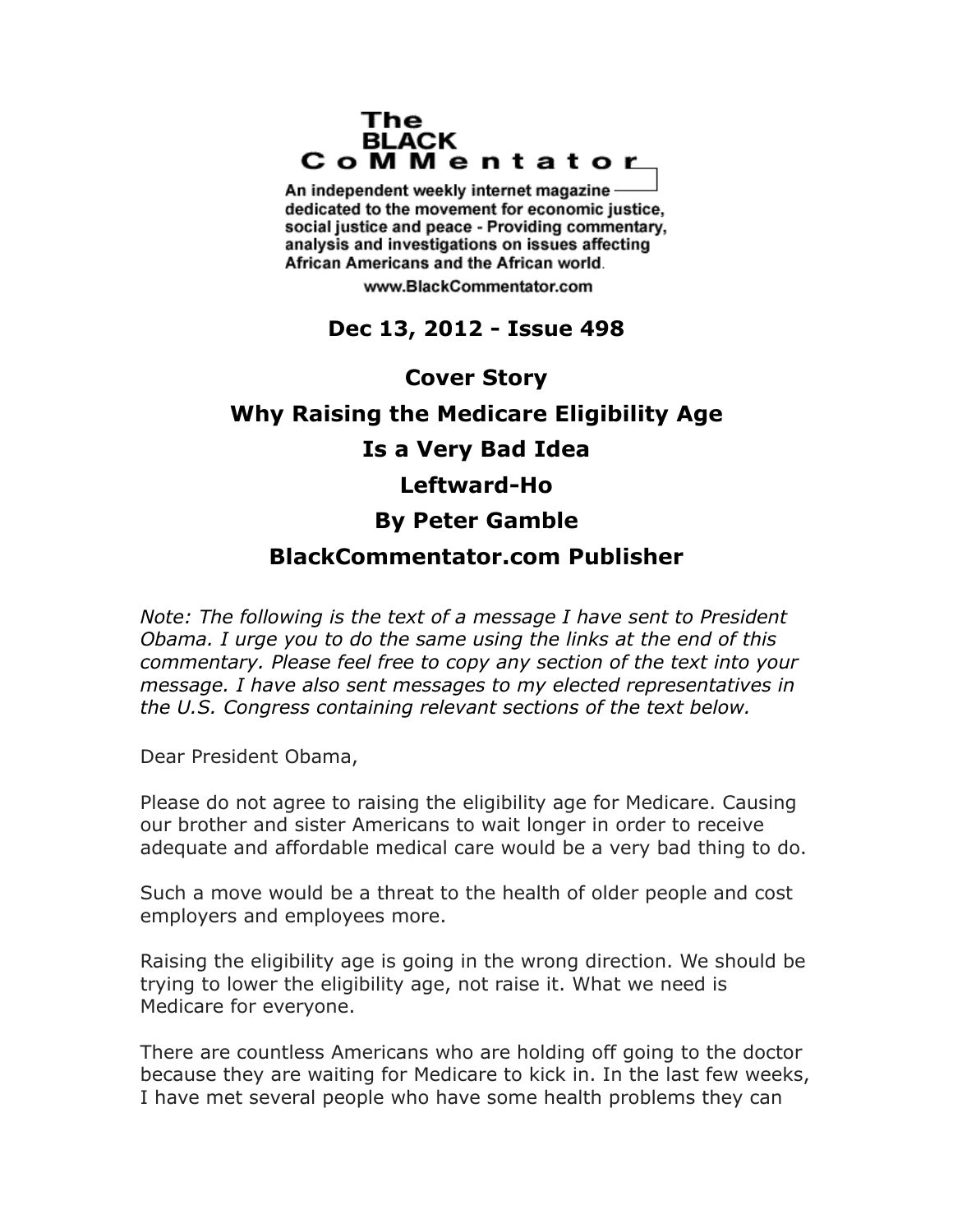**The BLACK CoMMentator**

An independent weekly internet magazine dedicated to the movement for economic justice, social justice and peace - Providing commentary, analysis and investigations on issues affecting African Americans and the African world.

www.BlackCommentator.com

**Dec 13, 2012 - Issue 498**

# Cover Story

# Why Raising the Medicare Eligibility Age Is a Very Bad Idea

## Leftward-Ho

**By Peter Gamble**

**BlackCommentator.com Publisher**

*Note: The following is the text of a message I have sent to President Obama. I urge you to do the same using the links at the end of this commentary. Please feel free to copy any section of the text into your message. I have also sent messages to my elected representatives in the U.S. Congress containing relevant sections of the text below.*

Dear President Obama,

Please do not agree to raising the eligibility age for Medicare. Causing our brother and sister Americans to wait longer in order to receive adequate and affordable medical care would be a very bad thing to do.

Such a move would be a threat to the health of older people and cost employers and employees more.

Raising the eligibility age is going in the wrong direction. We should be trying to lower the eligibility age, not raise it. What we need is Medicare for everyone.

There are countless Americans who are holding off going to the doctor because they are waiting for Medicare to kick in. In the last few weeks, I have met several people who have some health problems they can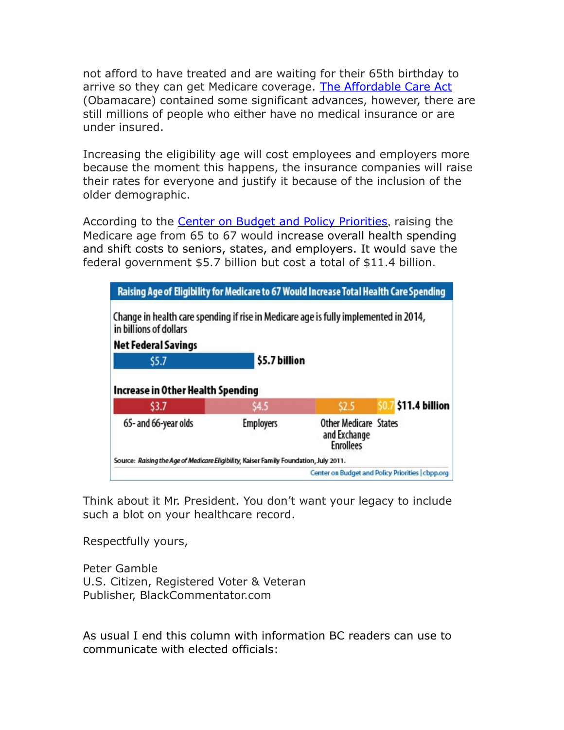not afford to have treated and are waiting for their 65th birthday to arrive so they can get Medicare coverage. [The Affordable Care Act](#) (Obamacare) contained some significant advances, however, there are still millions of people who either have no medical insurance or are under insured.

Increasing the eligibility age will cost employees and employers more because the moment this happens, the insurance companies will raise their rates for everyone and justify it because of the inclusion of the older demographic.

According to the [Center on Budget and Policy Priorities](#), raising the Medicare age from 65 to 67 would increase overall health spending and shift costs to seniors, states, and employers. It would save the federal government $5.7 billion but cost a total of $11.4 billion.

**Raising Age of Eligibility for Medicare to 67 Would Increase Total Health Care Spending**

Change in health care spending if rise in Medicare age is fully implemented in 2014, in billions of dollars

**Net Federal Savings**

| | Amount |
|---|---|
| Net Federal Savings | $5.7 |
| **Total** | **$5.7 billion** |

**Increase in Other Health Spending**

| 65- and 66-year olds | Employers | Other Medicare and Exchange Enrollees | States | Total |
|---|---|---|---|---|
| $3.7 | $4.5 | $2.5 | $0.7 | **$11.4 billion** |

Source: *Raising the Age of Medicare Eligibility*, Kaiser Family Foundation, July 2011.

Center on Budget and Policy Priorities | cbpp.org

Think about it Mr. President. You don't want your legacy to include such a blot on your healthcare record.

Respectfully yours,

Peter Gamble
U.S. Citizen, Registered Voter & Veteran
Publisher, BlackCommentator.com

As usual I end this column with information BC readers can use to communicate with elected officials: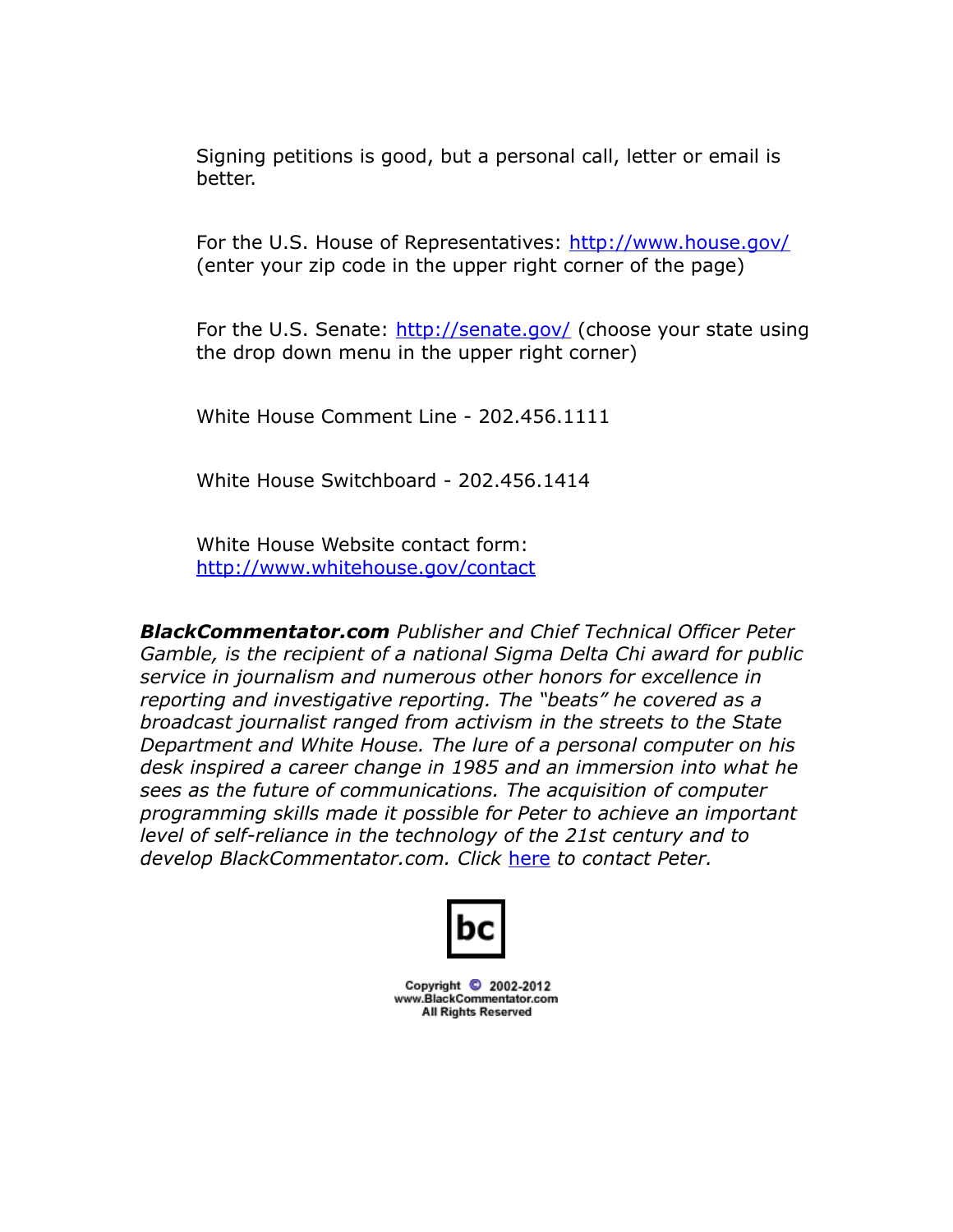Signing petitions is good, but a personal call, letter or email is better.

For the U.S. House of Representatives: http://www.house.gov/ (enter your zip code in the upper right corner of the page)

For the U.S. Senate: http://senate.gov/ (choose your state using the drop down menu in the upper right corner)

White House Comment Line - 202.456.1111

White House Switchboard - 202.456.1414

White House Website contact form: http://www.whitehouse.gov/contact

***BlackCommentator.com** Publisher and Chief Technical Officer Peter Gamble, is the recipient of a national Sigma Delta Chi award for public service in journalism and numerous other honors for excellence in reporting and investigative reporting. The "beats" he covered as a broadcast journalist ranged from activism in the streets to the State Department and White House. The lure of a personal computer on his desk inspired a career change in 1985 and an immersion into what he sees as the future of communications. The acquisition of computer programming skills made it possible for Peter to achieve an important level of self-reliance in the technology of the 21st century and to develop BlackCommentator.com. Click here to contact Peter.*

bc

Copyright © 2002-2012
www.BlackCommentator.com
All Rights Reserved